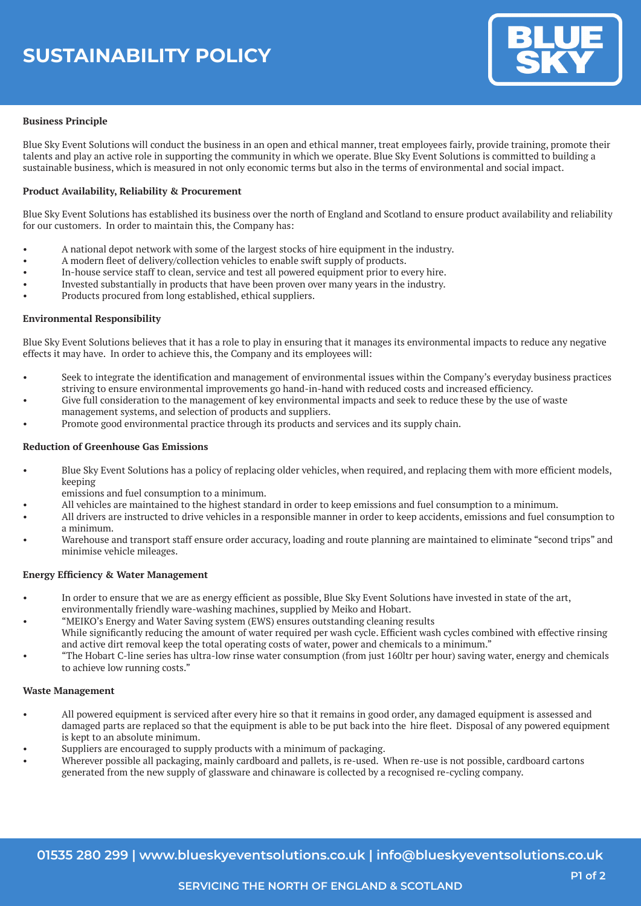# SUSTAINABILITY POLICY

BLUE SKY

**Business Principle**

Blue Sky Event Solutions will conduct the business in an open and ethical manner, treat employees fairly, provide training, promote their talents and play an active role in supporting the community in which we operate. Blue Sky Event Solutions is committed to building a sustainable business, which is measured in not only economic terms but also in the terms of environmental and social impact.

**Product Availability, Reliability & Procurement**

Blue Sky Event Solutions has established its business over the north of England and Scotland to ensure product availability and reliability for our customers. In order to maintain this, the Company has:

- A national depot network with some of the largest stocks of hire equipment in the industry.
- A modern fleet of delivery/collection vehicles to enable swift supply of products.
- In-house service staff to clean, service and test all powered equipment prior to every hire.
- Invested substantially in products that have been proven over many years in the industry.
- Products procured from long established, ethical suppliers.

**Environmental Responsibility**

Blue Sky Event Solutions believes that it has a role to play in ensuring that it manages its environmental impacts to reduce any negative effects it may have. In order to achieve this, the Company and its employees will:

- Seek to integrate the identification and management of environmental issues within the Company's everyday business practices striving to ensure environmental improvements go hand-in-hand with reduced costs and increased efficiency.
- Give full consideration to the management of key environmental impacts and seek to reduce these by the use of waste management systems, and selection of products and suppliers.
- Promote good environmental practice through its products and services and its supply chain.

**Reduction of Greenhouse Gas Emissions**

- Blue Sky Event Solutions has a policy of replacing older vehicles, when required, and replacing them with more efficient models, keeping emissions and fuel consumption to a minimum.
- All vehicles are maintained to the highest standard in order to keep emissions and fuel consumption to a minimum.
- All drivers are instructed to drive vehicles in a responsible manner in order to keep accidents, emissions and fuel consumption to a minimum.
- Warehouse and transport staff ensure order accuracy, loading and route planning are maintained to eliminate "second trips" and minimise vehicle mileages.

**Energy Efficiency & Water Management**

- In order to ensure that we are as energy efficient as possible, Blue Sky Event Solutions have invested in state of the art, environmentally friendly ware-washing machines, supplied by Meiko and Hobart.
- "MEIKO's Energy and Water Saving system (EWS) ensures outstanding cleaning results While significantly reducing the amount of water required per wash cycle. Efficient wash cycles combined with effective rinsing and active dirt removal keep the total operating costs of water, power and chemicals to a minimum."
- "The Hobart C-line series has ultra-low rinse water consumption (from just 160ltr per hour) saving water, energy and chemicals to achieve low running costs."

**Waste Management**

- All powered equipment is serviced after every hire so that it remains in good order, any damaged equipment is assessed and damaged parts are replaced so that the equipment is able to be put back into the hire fleet. Disposal of any powered equipment is kept to an absolute minimum.
- Suppliers are encouraged to supply products with a minimum of packaging.
- Wherever possible all packaging, mainly cardboard and pallets, is re-used. When re-use is not possible, cardboard cartons generated from the new supply of glassware and chinaware is collected by a recognised re-cycling company.

01535 280 299 | www.blueskyeventsolutions.co.uk | info@blueskyeventsolutions.co.uk

SERVICING THE NORTH OF ENGLAND & SCOTLAND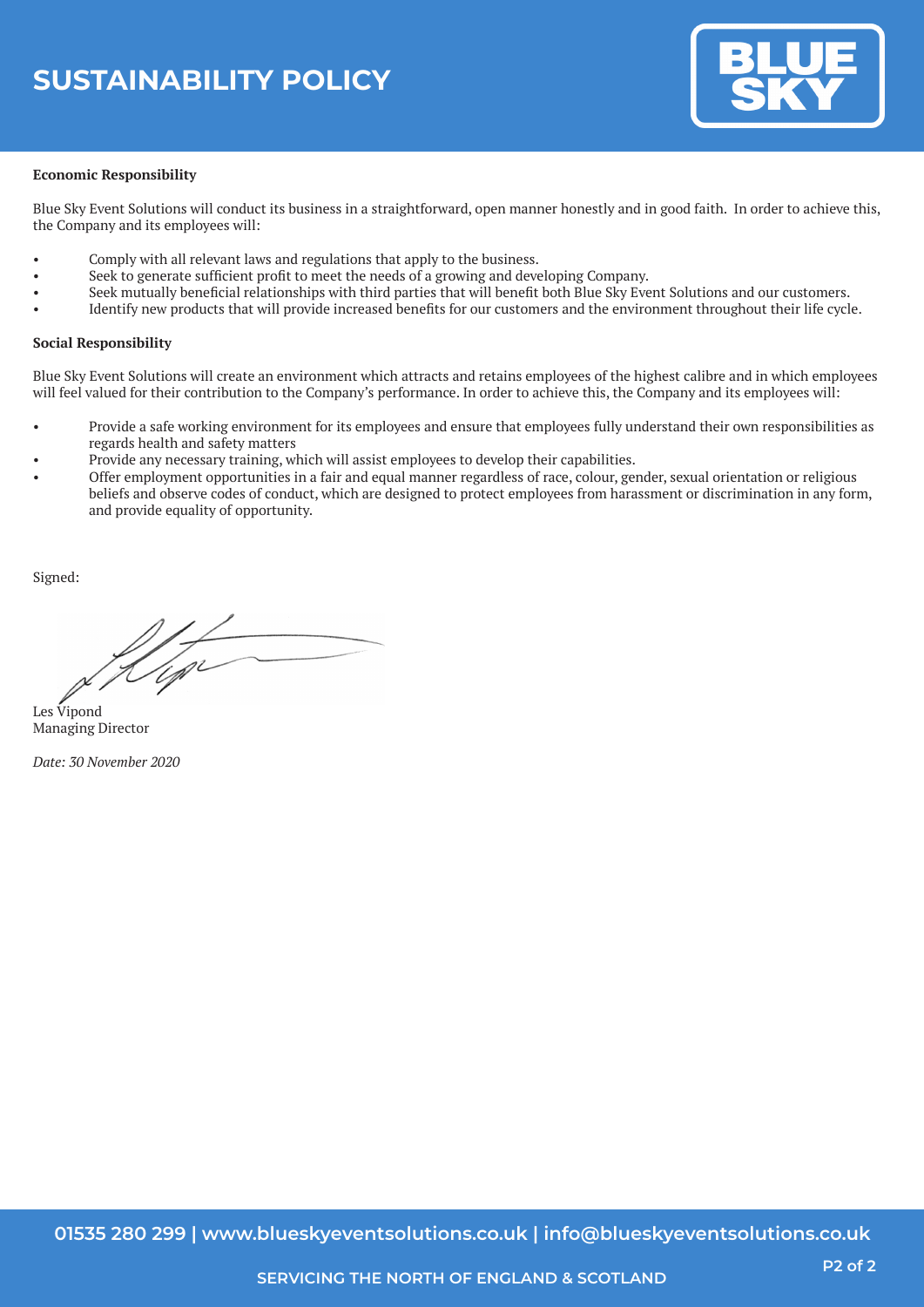# SUSTAINABILITY POLICY

**Economic Responsibility**

Blue Sky Event Solutions will conduct its business in a straightforward, open manner honestly and in good faith. In order to achieve this, the Company and its employees will:

- Comply with all relevant laws and regulations that apply to the business.
- Seek to generate sufficient profit to meet the needs of a growing and developing Company.
- Seek mutually beneficial relationships with third parties that will benefit both Blue Sky Event Solutions and our customers.
- Identify new products that will provide increased benefits for our customers and the environment throughout their life cycle.

**Social Responsibility**

Blue Sky Event Solutions will create an environment which attracts and retains employees of the highest calibre and in which employees will feel valued for their contribution to the Company's performance. In order to achieve this, the Company and its employees will:

- Provide a safe working environment for its employees and ensure that employees fully understand their own responsibilities as regards health and safety matters
- Provide any necessary training, which will assist employees to develop their capabilities.
- Offer employment opportunities in a fair and equal manner regardless of race, colour, gender, sexual orientation or religious beliefs and observe codes of conduct, which are designed to protect employees from harassment or discrimination in any form, and provide equality of opportunity.

Signed:

Les Vipond
Managing Director

*Date: 30 November 2020*

01535 280 299 | www.blueskyeventsolutions.co.uk | info@blueskyeventsolutions.co.uk

SERVICING THE NORTH OF ENGLAND & SCOTLAND